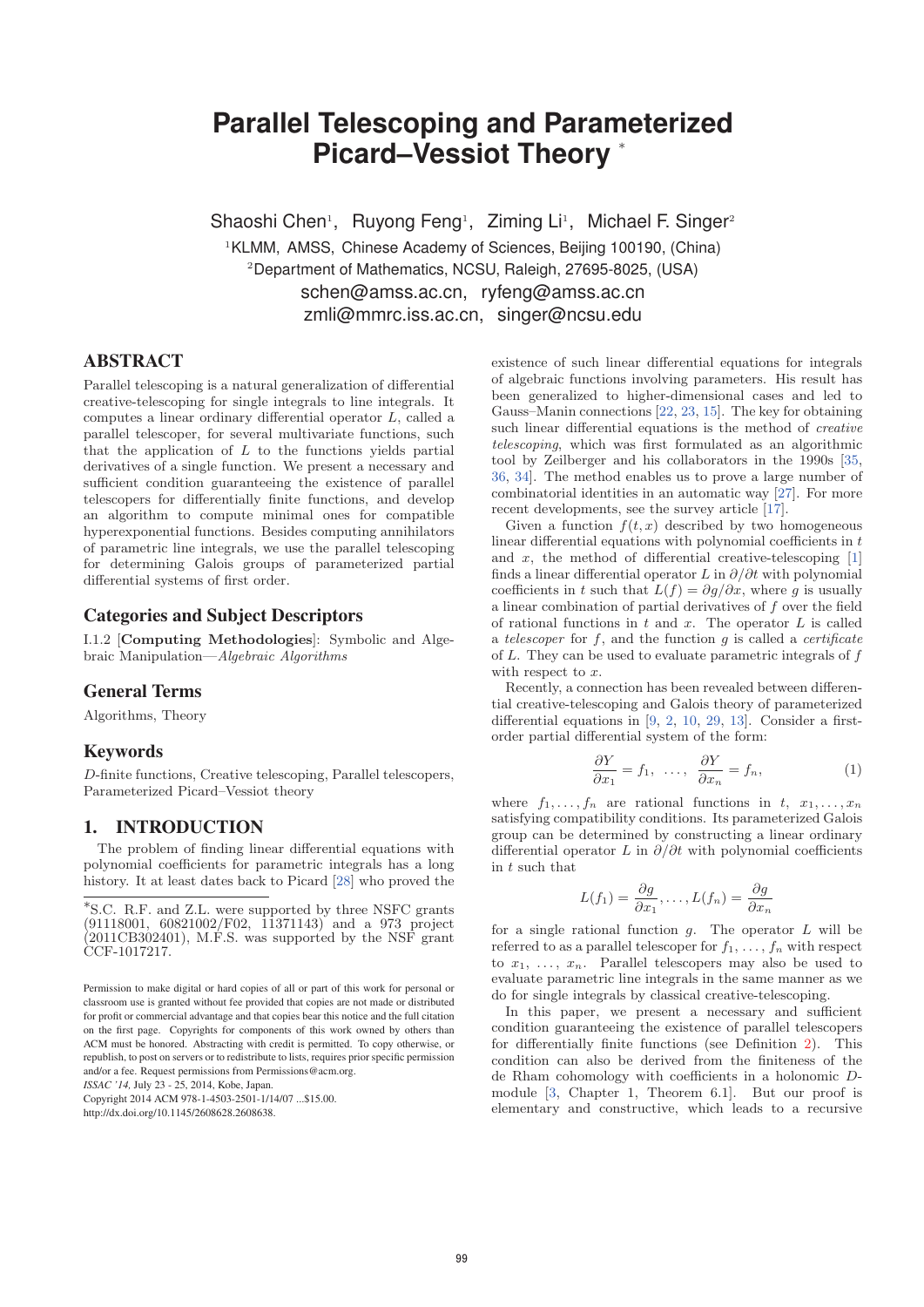# Parallel Telescoping and Parameterized Picard–Vessiot Theory *

Shaoshi Chen[1], Ruyong Feng[1], Ziming Li[1], Michael F. Singer[2]

[1]KLMM, AMSS, Chinese Academy of Sciences, Beijing 100190, (China)

[2]Department of Mathematics, NCSU, Raleigh, 27695-8025, (USA)

schen@amss.ac.cn, ryfeng@amss.ac.cn

zmli@mmrc.iss.ac.cn, singer@ncsu.edu

## ABSTRACT

Parallel telescoping is a natural generalization of differential creative-telescoping for single integrals to line integrals. It computes a linear ordinary differential operator $L$, called a parallel telescoper, for several multivariate functions, such that the application of $L$ to the functions yields partial derivatives of a single function. We present a necessary and sufficient condition guaranteeing the existence of parallel telescopers for differentially finite functions, and develop an algorithm to compute minimal ones for compatible hyperexponential functions. Besides computing annihilators of parametric line integrals, we use the parallel telescoping for determining Galois groups of parameterized partial differential systems of first order.

### Categories and Subject Descriptors

I.1.2 [**Computing Methodologies**]: Symbolic and Algebraic Manipulation—*Algebraic Algorithms*

### General Terms

Algorithms, Theory

### Keywords

*D*-finite functions, Creative telescoping, Parallel telescopers, Parameterized Picard–Vessiot theory

## 1. INTRODUCTION

The problem of finding linear differential equations with polynomial coefficients for parametric integrals has a long history. It at least dates back to Picard [28] who proved the existence of such linear differential equations for integrals of algebraic functions involving parameters. His result has been generalized to higher-dimensional cases and led to Gauss–Manin connections [22, 23, 15]. The key for obtaining such linear differential equations is the method of *creative telescoping*, which was first formulated as an algorithmic tool by Zeilberger and his collaborators in the 1990s [35, 36, 34]. The method enables us to prove a large number of combinatorial identities in an automatic way [27]. For more recent developments, see the survey article [17].

Given a function $f(t, x)$ described by two homogeneous linear differential equations with polynomial coefficients in $t$ and $x$, the method of differential creative-telescoping [1] finds a linear differential operator $L$ in $\partial/\partial t$ with polynomial coefficients in $t$ such that $L(f) = \partial g/\partial x$, where $g$ is usually a linear combination of partial derivatives of $f$ over the field of rational functions in $t$ and $x$. The operator $L$ is called a *telescoper* for $f$, and the function $g$ is called a *certificate* of $L$. They can be used to evaluate parametric integrals of $f$ with respect to $x$.

Recently, a connection has been revealed between differential creative-telescoping and Galois theory of parameterized differential equations in [9, 2, 10, 29, 13]. Consider a first-order partial differential system of the form:

$$\frac{\partial Y}{\partial x_1} = f_1, \ \ldots, \ \frac{\partial Y}{\partial x_n} = f_n, \tag{1}$$

where $f_1, \ldots, f_n$ are rational functions in $t, \ x_1, \ldots, x_n$ satisfying compatibility conditions. Its parameterized Galois group can be determined by constructing a linear ordinary differential operator $L$ in $\partial/\partial t$ with polynomial coefficients in $t$ such that

$$L(f_1) = \frac{\partial g}{\partial x_1}, \ldots, L(f_n) = \frac{\partial g}{\partial x_n}$$

for a single rational function $g$. The operator $L$ will be referred to as a parallel telescoper for $f_1, \ldots, f_n$ with respect to $x_1, \ldots, x_n$. Parallel telescopers may also be used to evaluate parametric line integrals in the same manner as we do for single integrals by classical creative-telescoping.

In this paper, we present a necessary and sufficient condition guaranteeing the existence of parallel telescopers for differentially finite functions (see Definition 2). This condition can also be derived from the finiteness of the de Rham cohomology with coefficients in a holonomic $D$-module [3, Chapter 1, Theorem 6.1]. But our proof is elementary and constructive, which leads to a recursive

*S.C. R.F. and Z.L. were supported by three NSFC grants (91118001, 60821002/F02, 11371143) and a 973 project (2011CB302401), M.F.S. was supported by the NSF grant CCF-1017217.

Permission to make digital or hard copies of all or part of this work for personal or classroom use is granted without fee provided that copies are not made or distributed for profit or commercial advantage and that copies bear this notice and the full citation on the first page. Copyrights for components of this work owned by others than ACM must be honored. Abstracting with credit is permitted. To copy otherwise, or republish, to post on servers or to redistribute to lists, requires prior specific permission and/or a fee. Request permissions from Permissions@acm.org.
*ISSAC '14*, July 23 - 25, 2014, Kobe, Japan.
Copyright 2014 ACM 978-1-4503-2501-1/14/07 ...$15.00.
http://dx.doi.org/10.1145/2608628.2608638.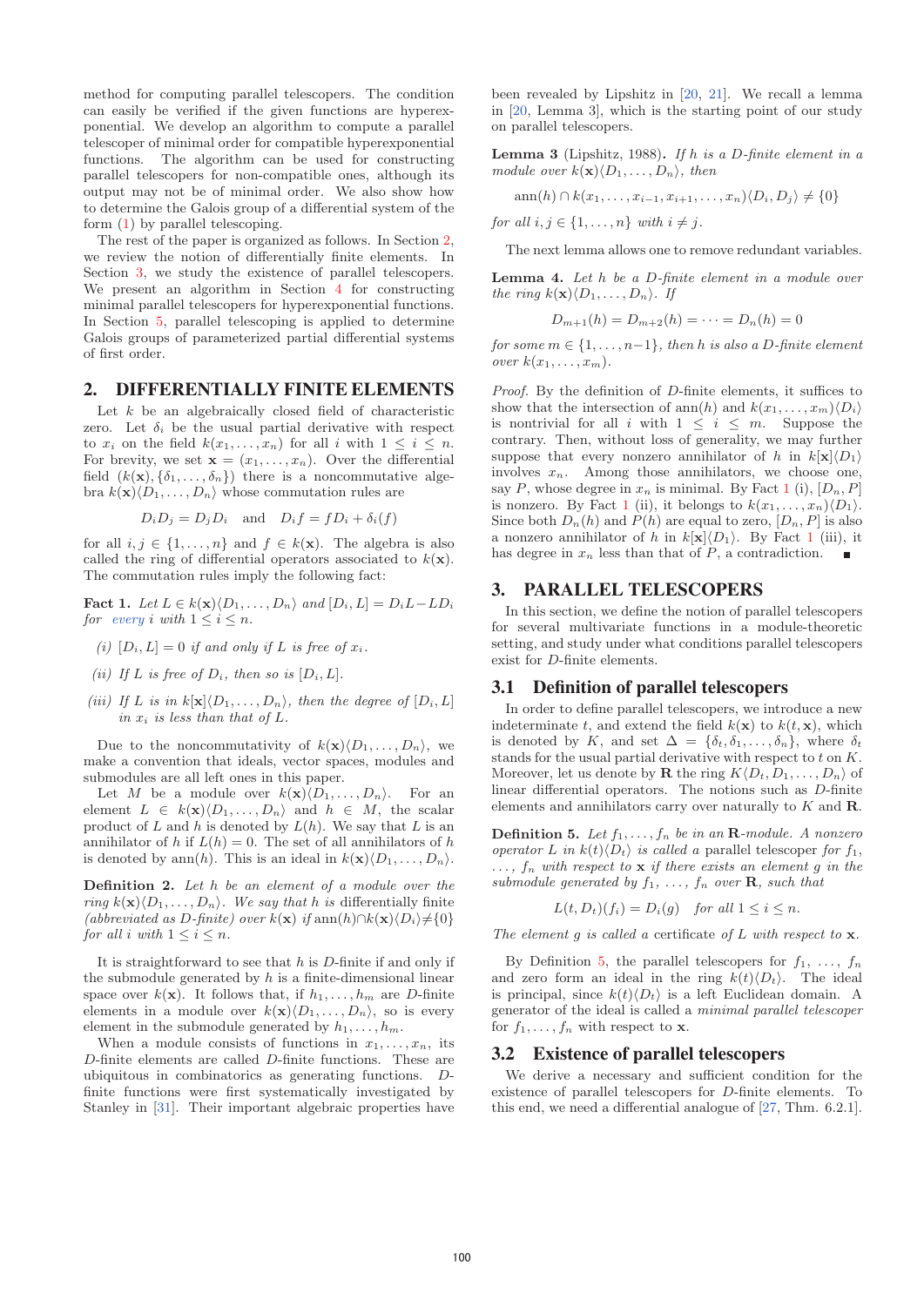method for computing parallel telescopers. The condition can easily be verified if the given functions are hyperexponential. We develop an algorithm to compute a parallel telescoper of minimal order for compatible hyperexponential functions. The algorithm can be used for constructing parallel telescopers for non-compatible ones, although its output may not be of minimal order. We also show how to determine the Galois group of a differential system of the form (1) by parallel telescoping.

The rest of the paper is organized as follows. In Section 2, we review the notion of differentially finite elements. In Section 3, we study the existence of parallel telescopers. We present an algorithm in Section 4 for constructing minimal parallel telescopers for hyperexponential functions. In Section 5, parallel telescoping is applied to determine Galois groups of parameterized partial differential systems of first order.

## 2. DIFFERENTIALLY FINITE ELEMENTS

Let $k$ be an algebraically closed field of characteristic zero. Let $\delta_i$ be the usual partial derivative with respect to $x_i$ on the field $k(x_1, \ldots, x_n)$ for all $i$ with $1 \leq i \leq n$. For brevity, we set $\mathbf{x} = (x_1, \ldots, x_n)$. Over the differential field $(k(\mathbf{x}), \{\delta_1, \ldots, \delta_n\})$ there is a noncommutative algebra $k(\mathbf{x})\langle D_1, \ldots, D_n\rangle$ whose commutation rules are

$$D_i D_j = D_j D_i \quad \text{and} \quad D_i f = f D_i + \delta_i(f)$$

for all $i, j \in \{1, \ldots, n\}$ and $f \in k(\mathbf{x})$. The algebra is also called the ring of differential operators associated to $k(\mathbf{x})$. The commutation rules imply the following fact:

**Fact 1.** *Let $L \in k(\mathbf{x})\langle D_1, \ldots, D_n\rangle$ and $[D_i, L] = D_i L - L D_i$ for every $i$ with $1 \leq i \leq n$.*

*(i) $[D_i, L] = 0$ if and only if $L$ is free of $x_i$.*

*(ii) If $L$ is free of $D_i$, then so is $[D_i, L]$.*

*(iii) If $L$ is in $k[\mathbf{x}]\langle D_1, \ldots, D_n\rangle$, then the degree of $[D_i, L]$ in $x_i$ is less than that of $L$.*

Due to the noncommutativity of $k(\mathbf{x})\langle D_1, \ldots, D_n\rangle$, we make a convention that ideals, vector spaces, modules and submodules are all left ones in this paper.

Let $M$ be a module over $k(\mathbf{x})\langle D_1, \ldots, D_n\rangle$. For an element $L \in k(\mathbf{x})\langle D_1, \ldots, D_n\rangle$ and $h \in M$, the scalar product of $L$ and $h$ is denoted by $L(h)$. We say that $L$ is an annihilator of $h$ if $L(h) = 0$. The set of all annihilators of $h$ is denoted by $\operatorname{ann}(h)$. This is an ideal in $k(\mathbf{x})\langle D_1, \ldots, D_n\rangle$.

**Definition 2.** *Let $h$ be an element of a module over the ring $k(\mathbf{x})\langle D_1, \ldots, D_n\rangle$. We say that $h$ is* differentially finite *(abbreviated as $D$-finite) over $k(\mathbf{x})$ if $\operatorname{ann}(h) \cap k(\mathbf{x})\langle D_i\rangle \neq \{0\}$ for all $i$ with $1 \leq i \leq n$.*

It is straightforward to see that $h$ is $D$-finite if and only if the submodule generated by $h$ is a finite-dimensional linear space over $k(\mathbf{x})$. It follows that, if $h_1, \ldots, h_m$ are $D$-finite elements in a module over $k(\mathbf{x})\langle D_1, \ldots, D_n\rangle$, so is every element in the submodule generated by $h_1, \ldots, h_m$.

When a module consists of functions in $x_1, \ldots, x_n$, its $D$-finite elements are called $D$-finite functions. These are ubiquitous in combinatorics as generating functions. $D$-finite functions were first systematically investigated by Stanley in [31]. Their important algebraic properties have been revealed by Lipshitz in [20, 21]. We recall a lemma in [20, Lemma 3], which is the starting point of our study on parallel telescopers.

**Lemma 3** (Lipshitz, 1988). *If $h$ is a $D$-finite element in a module over $k(\mathbf{x})\langle D_1, \ldots, D_n\rangle$, then*

$$\operatorname{ann}(h) \cap k(x_1, \ldots, x_{i-1}, x_{i+1}, \ldots, x_n)\langle D_i, D_j\rangle \neq \{0\}$$

*for all $i, j \in \{1, \ldots, n\}$ with $i \neq j$.*

The next lemma allows one to remove redundant variables.

**Lemma 4.** *Let $h$ be a $D$-finite element in a module over the ring $k(\mathbf{x})\langle D_1, \ldots, D_n\rangle$. If*

$$D_{m+1}(h) = D_{m+2}(h) = \cdots = D_n(h) = 0$$

*for some $m \in \{1, \ldots, n-1\}$, then $h$ is also a $D$-finite element over $k(x_1, \ldots, x_m)$.*

*Proof.* By the definition of $D$-finite elements, it suffices to show that the intersection of $\operatorname{ann}(h)$ and $k(x_1, \ldots, x_m)\langle D_i\rangle$ is nontrivial for all $i$ with $1 \leq i \leq m$. Suppose the contrary. Then, without loss of generality, we may further suppose that every nonzero annihilator of $h$ in $k[\mathbf{x}]\langle D_1\rangle$ involves $x_n$. Among those annihilators, we choose one, say $P$, whose degree in $x_n$ is minimal. By Fact 1 (i), $[D_n, P]$ is nonzero. By Fact 1 (ii), it belongs to $k(x_1, \ldots, x_n)\langle D_1\rangle$. Since both $D_n(h)$ and $P(h)$ are equal to zero, $[D_n, P]$ is also a nonzero annihilator of $h$ in $k[\mathbf{x}]\langle D_1\rangle$. By Fact 1 (iii), it has degree in $x_n$ less than that of $P$, a contradiction. ∎

## 3. PARALLEL TELESCOPERS

In this section, we define the notion of parallel telescopers for several multivariate functions in a module-theoretic setting, and study under what conditions parallel telescopers exist for $D$-finite elements.

### 3.1 Definition of parallel telescopers

In order to define parallel telescopers, we introduce a new indeterminate $t$, and extend the field $k(\mathbf{x})$ to $k(t, \mathbf{x})$, which is denoted by $K$, and set $\Delta = \{\delta_t, \delta_1, \ldots, \delta_n\}$, where $\delta_t$ stands for the usual partial derivative with respect to $t$ on $K$. Moreover, let us denote by $\mathbf{R}$ the ring $K\langle D_t, D_1, \ldots, D_n\rangle$ of linear differential operators. The notions such as $D$-finite elements and annihilators carry over naturally to $K$ and $\mathbf{R}$.

**Definition 5.** *Let $f_1, \ldots, f_n$ be in an $\mathbf{R}$-module. A nonzero operator $L$ in $k(t)\langle D_t\rangle$ is called a* parallel telescoper *for $f_1$, $\ldots$, $f_n$ with respect to $\mathbf{x}$ if there exists an element $g$ in the submodule generated by $f_1$, $\ldots$, $f_n$ over $\mathbf{R}$, such that*

$$L(t, D_t)(f_i) = D_i(g) \quad \text{for all } 1 \leq i \leq n.$$

*The element $g$ is called a* certificate *of $L$ with respect to $\mathbf{x}$.*

By Definition 5, the parallel telescopers for $f_1$, $\ldots$, $f_n$ and zero form an ideal in the ring $k(t)\langle D_t\rangle$. The ideal is principal, since $k(t)\langle D_t\rangle$ is a left Euclidean domain. A generator of the ideal is called a *minimal parallel telescoper* for $f_1, \ldots, f_n$ with respect to $\mathbf{x}$.

### 3.2 Existence of parallel telescopers

We derive a necessary and sufficient condition for the existence of parallel telescopers for $D$-finite elements. To this end, we need a differential analogue of [27, Thm. 6.2.1].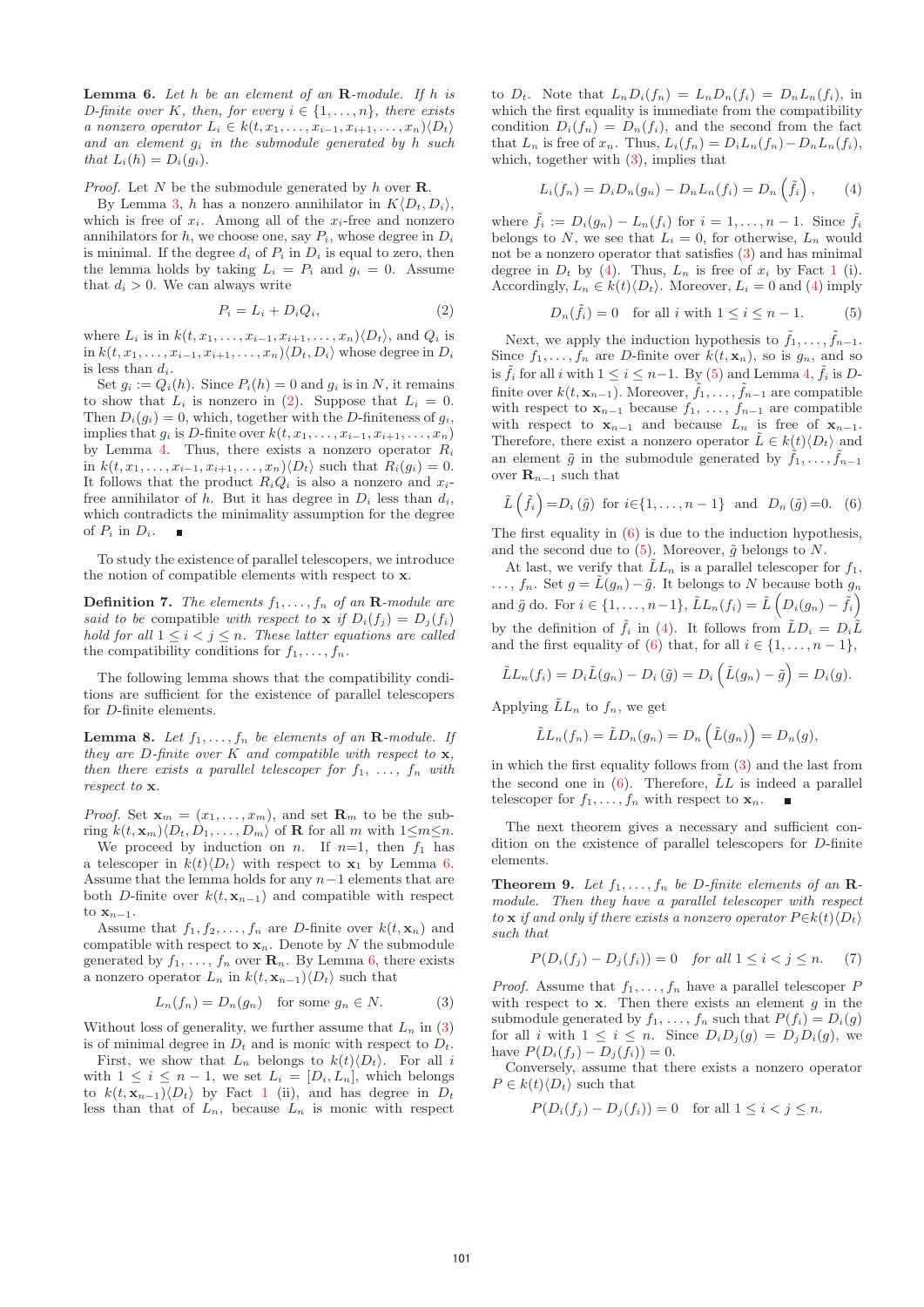**Lemma 6.** *Let $h$ be an element of an $\mathbf{R}$-module. If $h$ is D-finite over $K$, then, for every $i \in \{1, \ldots, n\}$, there exists a nonzero operator $L_i \in k(t, x_1, \ldots, x_{i-1}, x_{i+1}, \ldots, x_n)\langle D_t\rangle$ and an element $g_i$ in the submodule generated by $h$ such that $L_i(h) = D_i(g_i)$.*

*Proof.* Let $N$ be the submodule generated by $h$ over $\mathbf{R}$.

By Lemma 3, $h$ has a nonzero annihilator in $K\langle D_t, D_i\rangle$, which is free of $x_i$. Among all of the $x_i$-free and nonzero annihilators for $h$, we choose one, say $P_i$, whose degree in $D_i$ is minimal. If the degree $d_i$ of $P_i$ in $D_i$ is equal to zero, then the lemma holds by taking $L_i = P_i$ and $g_i = 0$. Assume that $d_i > 0$. We can always write

$$P_i = L_i + D_i Q_i, \tag{2}$$

where $L_i$ is in $k(t, x_1, \ldots, x_{i-1}, x_{i+1}, \ldots, x_n)\langle D_t\rangle$, and $Q_i$ is in $k(t, x_1, \ldots, x_{i-1}, x_{i+1}, \ldots, x_n)\langle D_t, D_i\rangle$ whose degree in $D_i$ is less than $d_i$.

Set $g_i := Q_i(h)$. Since $P_i(h) = 0$ and $g_i$ is in $N$, it remains to show that $L_i$ is nonzero in (2). Suppose that $L_i = 0$. Then $D_i(g_i) = 0$, which, together with the D-finiteness of $g_i$, implies that $g_i$ is D-finite over $k(t, x_1, \ldots, x_{i-1}, x_{i+1}, \ldots, x_n)$ by Lemma 4. Thus, there exists a nonzero operator $R_i$ in $k(t, x_1, \ldots, x_{i-1}, x_{i+1}, \ldots, x_n)\langle D_t\rangle$ such that $R_i(g_i) = 0$. It follows that the product $R_i Q_i$ is also a nonzero and $x_i$-free annihilator of $h$. But it has degree in $D_i$ less than $d_i$, which contradicts the minimality assumption for the degree of $P_i$ in $D_i$. ∎

To study the existence of parallel telescopers, we introduce the notion of compatible elements with respect to $\mathbf{x}$.

**Definition 7.** *The elements $f_1, \ldots, f_n$ of an $\mathbf{R}$-module are said to be compatible with respect to $\mathbf{x}$ if $D_i(f_j) = D_j(f_i)$ hold for all $1 \leq i < j \leq n$. These latter equations are called the compatibility conditions for $f_1, \ldots, f_n$.*

The following lemma shows that the compatibility conditions are sufficient for the existence of parallel telescopers for D-finite elements.

**Lemma 8.** *Let $f_1, \ldots, f_n$ be elements of an $\mathbf{R}$-module. If they are D-finite over $K$ and compatible with respect to $\mathbf{x}$, then there exists a parallel telescoper for $f_1, \ldots, f_n$ with respect to $\mathbf{x}$.*

*Proof.* Set $\mathbf{x}_m = (x_1, \ldots, x_m)$, and set $\mathbf{R}_m$ to be the subring $k(t, \mathbf{x}_m)\langle D_t, D_1, \ldots, D_m\rangle$ of $\mathbf{R}$ for all $m$ with $1 \leq m \leq n$.

We proceed by induction on $n$. If $n=1$, then $f_1$ has a telescoper in $k(t)\langle D_t\rangle$ with respect to $\mathbf{x}_1$ by Lemma 6. Assume that the lemma holds for any $n-1$ elements that are both D-finite over $k(t, \mathbf{x}_{n-1})$ and compatible with respect to $\mathbf{x}_{n-1}$.

Assume that $f_1, f_2, \ldots, f_n$ are D-finite over $k(t, \mathbf{x}_n)$ and compatible with respect to $\mathbf{x}_n$. Denote by $N$ the submodule generated by $f_1, \ldots, f_n$ over $\mathbf{R}_n$. By Lemma 6, there exists a nonzero operator $L_n$ in $k(t, \mathbf{x}_{n-1})\langle D_t\rangle$ such that

$$L_n(f_n) = D_n(g_n) \quad \text{for some } g_n \in N. \tag{3}$$

Without loss of generality, we further assume that $L_n$ in (3) is of minimal degree in $D_t$ and is monic with respect to $D_t$.

First, we show that $L_n$ belongs to $k(t)\langle D_t\rangle$. For all $i$ with $1 \leq i \leq n-1$, we set $L_i = [D_i, L_n]$, which belongs to $k(t, \mathbf{x}_{n-1})\langle D_t\rangle$ by Fact 1 (ii), and has degree in $D_t$ less than that of $L_n$, because $L_n$ is monic with respect to $D_t$. Note that $L_n D_i(f_n) = L_n D_n(f_i) = D_n L_n(f_i)$, in which the first equality is immediate from the compatibility condition $D_i(f_n) = D_n(f_i)$, and the second from the fact that $L_n$ is free of $x_n$. Thus, $L_i(f_n) = D_i L_n(f_n) - D_n L_n(f_i)$, which, together with (3), implies that

$$L_i(f_n) = D_i D_n(g_n) - D_n L_n(f_i) = D_n\left(\tilde{f}_i\right), \tag{4}$$

where $\tilde{f}_i := D_i(g_n) - L_n(f_i)$ for $i = 1, \ldots, n-1$. Since $\tilde{f}_i$ belongs to $N$, we see that $L_i = 0$, for otherwise, $L_n$ would not be a nonzero operator that satisfies (3) and has minimal degree in $D_t$ by (4). Thus, $L_n$ is free of $x_i$ by Fact 1 (i). Accordingly, $L_n \in k(t)\langle D_t\rangle$. Moreover, $L_i = 0$ and (4) imply

$$D_n(\tilde{f}_i) = 0 \quad \text{for all } i \text{ with } 1 \leq i \leq n-1. \tag{5}$$

Next, we apply the induction hypothesis to $\tilde{f}_1, \ldots, \tilde{f}_{n-1}$. Since $f_1, \ldots, f_n$ are D-finite over $k(t, \mathbf{x}_n)$, so is $g_n$, and so is $\tilde{f}_i$ for all $i$ with $1 \leq i \leq n-1$. By (5) and Lemma 4, $\tilde{f}_i$ is D-finite over $k(t, \mathbf{x}_{n-1})$. Moreover, $\tilde{f}_1, \ldots, \tilde{f}_{n-1}$ are compatible with respect to $\mathbf{x}_{n-1}$ because $f_1, \ldots, f_{n-1}$ are compatible with respect to $\mathbf{x}_{n-1}$ and because $L_n$ is free of $\mathbf{x}_{n-1}$. Therefore, there exist a nonzero operator $\tilde{L} \in k(t)\langle D_t\rangle$ and an element $\tilde{g}$ in the submodule generated by $\tilde{f}_1, \ldots, \tilde{f}_{n-1}$ over $\mathbf{R}_{n-1}$ such that

$$\tilde{L}\left(\tilde{f}_i\right) = D_i\left(\tilde{g}\right) \text{ for } i \in \{1, \ldots, n-1\} \text{ and } D_n\left(\tilde{g}\right) = 0. \tag{6}$$

The first equality in (6) is due to the induction hypothesis, and the second due to (5). Moreover, $\tilde{g}$ belongs to $N$.

At last, we verify that $\tilde{L}L_n$ is a parallel telescoper for $f_1$, $\ldots$, $f_n$. Set $g = \tilde{L}(g_n) - \tilde{g}$. It belongs to $N$ because both $g_n$ and $\tilde{g}$ do. For $i \in \{1, \ldots, n-1\}$, $\tilde{L}L_n(f_i) = \tilde{L}\left(D_i(g_n) - \tilde{f}_i\right)$ by the definition of $\tilde{f}_i$ in (4). It follows from $\tilde{L}D_i = D_i\tilde{L}$ and the first equality of (6) that, for all $i \in \{1, \ldots, n-1\}$,

$$\tilde{L}L_n(f_i) = D_i\tilde{L}(g_n) - D_i\left(\tilde{g}\right) = D_i\left(\tilde{L}(g_n) - \tilde{g}\right) = D_i(g).$$

Applying $\tilde{L}L_n$ to $f_n$, we get

$$\tilde{L}L_n(f_n) = \tilde{L}D_n(g_n) = D_n\left(\tilde{L}(g_n)\right) = D_n(g),$$

in which the first equality follows from (3) and the last from the second one in (6). Therefore, $\tilde{L}L$ is indeed a parallel telescoper for $f_1, \ldots, f_n$ with respect to $\mathbf{x}_n$. ∎

The next theorem gives a necessary and sufficient condition on the existence of parallel telescopers for D-finite elements.

**Theorem 9.** *Let $f_1, \ldots, f_n$ be D-finite elements of an $\mathbf{R}$-module. Then they have a parallel telescoper with respect to $\mathbf{x}$ if and only if there exists a nonzero operator $P \in k(t)\langle D_t\rangle$ such that*

$$P(D_i(f_j) - D_j(f_i)) = 0 \quad \text{for all } 1 \leq i < j \leq n. \tag{7}$$

*Proof.* Assume that $f_1, \ldots, f_n$ have a parallel telescoper $P$ with respect to $\mathbf{x}$. Then there exists an element $g$ in the submodule generated by $f_1, \ldots, f_n$ such that $P(f_i) = D_i(g)$ for all $i$ with $1 \leq i \leq n$. Since $D_i D_j(g) = D_j D_i(g)$, we have $P(D_i(f_j) - D_j(f_i)) = 0$.

Conversely, assume that there exists a nonzero operator $P \in k(t)\langle D_t\rangle$ such that

$$P(D_i(f_j) - D_j(f_i)) = 0 \quad \text{for all } 1 \leq i < j \leq n.$$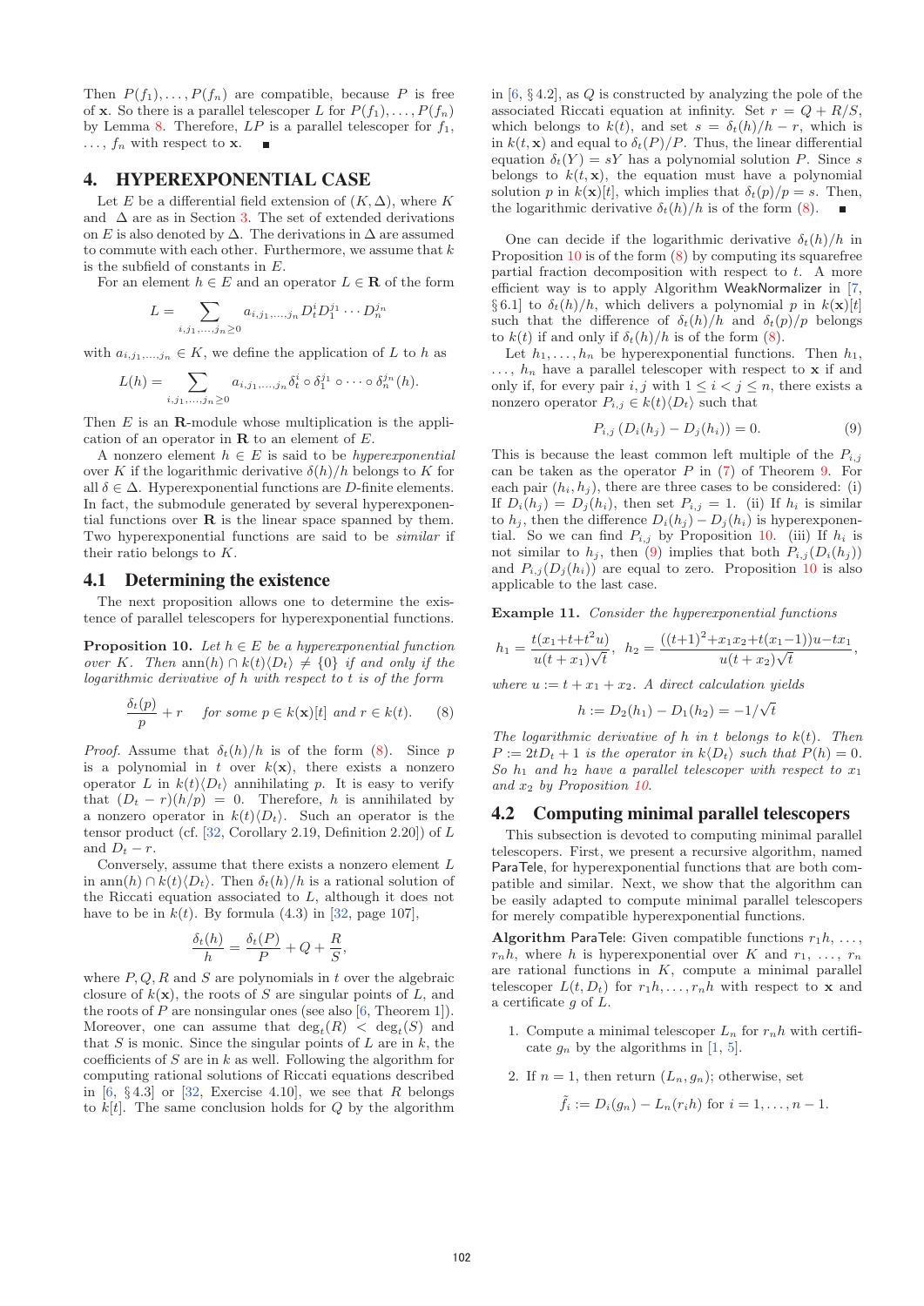Then $P(f_1), \ldots, P(f_n)$ are compatible, because $P$ is free of $\mathbf{x}$. So there is a parallel telescoper $L$ for $P(f_1), \ldots, P(f_n)$ by Lemma 8. Therefore, $LP$ is a parallel telescoper for $f_1$, $\ldots$, $f_n$ with respect to $\mathbf{x}$. ■

## 4. HYPEREXPONENTIAL CASE

Let $E$ be a differential field extension of $(K, \Delta)$, where $K$ and $\Delta$ are as in Section 3. The set of extended derivations on $E$ is also denoted by $\Delta$. The derivations in $\Delta$ are assumed to commute with each other. Furthermore, we assume that $k$ is the subfield of constants in $E$.

For an element $h \in E$ and an operator $L \in \mathbf{R}$ of the form

$$L = \sum_{i,j_1,\ldots,j_n \geq 0} a_{i,j_1,\ldots,j_n} D_t^i D_1^{j_1} \cdots D_n^{j_n}$$

with $a_{i,j_1,\ldots,j_n} \in K$, we define the application of $L$ to $h$ as

$$L(h) = \sum_{i,j_1,\ldots,j_n \geq 0} a_{i,j_1,\ldots,j_n} \delta_t^i \circ \delta_1^{j_1} \circ \cdots \circ \delta_n^{j_n}(h).$$

Then $E$ is an $\mathbf{R}$-module whose multiplication is the application of an operator in $\mathbf{R}$ to an element of $E$.

A nonzero element $h \in E$ is said to be *hyperexponential* over $K$ if the logarithmic derivative $\delta(h)/h$ belongs to $K$ for all $\delta \in \Delta$. Hyperexponential functions are $D$-finite elements. In fact, the submodule generated by several hyperexponential functions over $\mathbf{R}$ is the linear space spanned by them. Two hyperexponential functions are said to be *similar* if their ratio belongs to $K$.

### 4.1 Determining the existence

The next proposition allows one to determine the existence of parallel telescopers for hyperexponential functions.

**Proposition 10.** *Let $h \in E$ be a hyperexponential function over $K$. Then $\operatorname{ann}(h) \cap k(t)\langle D_t \rangle \neq \{0\}$ if and only if the logarithmic derivative of $h$ with respect to $t$ is of the form*

$$\frac{\delta_t(p)}{p} + r \quad \text{for some } p \in k(\mathbf{x})[t] \text{ and } r \in k(t). \tag{8}$$

*Proof.* Assume that $\delta_t(h)/h$ is of the form (8). Since $p$ is a polynomial in $t$ over $k(\mathbf{x})$, there exists a nonzero operator $L$ in $k(t)\langle D_t \rangle$ annihilating $p$. It is easy to verify that $(D_t - r)(h/p) = 0$. Therefore, $h$ is annihilated by a nonzero operator in $k(t)\langle D_t \rangle$. Such an operator is the tensor product (cf. [32, Corollary 2.19, Definition 2.20]) of $L$ and $D_t - r$.

Conversely, assume that there exists a nonzero element $L$ in $\operatorname{ann}(h) \cap k(t)\langle D_t \rangle$. Then $\delta_t(h)/h$ is a rational solution of the Riccati equation associated to $L$, although it does not have to be in $k(t)$. By formula (4.3) in [32, page 107],

$$\frac{\delta_t(h)}{h} = \frac{\delta_t(P)}{P} + Q + \frac{R}{S},$$

where $P, Q, R$ and $S$ are polynomials in $t$ over the algebraic closure of $k(\mathbf{x})$, the roots of $S$ are singular points of $L$, and the roots of $P$ are nonsingular ones (see also [6, Theorem 1]). Moreover, one can assume that $\deg_t(R) < \deg_t(S)$ and that $S$ is monic. Since the singular points of $L$ are in $k$, the coefficients of $S$ are in $k$ as well. Following the algorithm for computing rational solutions of Riccati equations described in [6, § 4.3] or [32, Exercise 4.10], we see that $R$ belongs to $k[t]$. The same conclusion holds for $Q$ by the algorithm in [6, § 4.2], as $Q$ is constructed by analyzing the pole of the associated Riccati equation at infinity. Set $r = Q + R/S$, which belongs to $k(t)$, and set $s = \delta_t(h)/h - r$, which is in $k(t, \mathbf{x})$ and equal to $\delta_t(P)/P$. Thus, the linear differential equation $\delta_t(Y) = sY$ has a polynomial solution $P$. Since $s$ belongs to $k(t, \mathbf{x})$, the equation must have a polynomial solution $p$ in $k(\mathbf{x})[t]$, which implies that $\delta_t(p)/p = s$. Then, the logarithmic derivative $\delta_t(h)/h$ is of the form (8). ■

One can decide if the logarithmic derivative $\delta_t(h)/h$ in Proposition 10 is of the form (8) by computing its squarefree partial fraction decomposition with respect to $t$. A more efficient way is to apply Algorithm WeakNormalizer in [7, § 6.1] to $\delta_t(h)/h$, which delivers a polynomial $p$ in $k(\mathbf{x})[t]$ such that the difference of $\delta_t(h)/h$ and $\delta_t(p)/p$ belongs to $k(t)$ if and only if $\delta_t(h)/h$ is of the form (8).

Let $h_1, \ldots, h_n$ be hyperexponential functions. Then $h_1$, $\ldots$, $h_n$ have a parallel telescoper with respect to $\mathbf{x}$ if and only if, for every pair $i, j$ with $1 \leq i < j \leq n$, there exists a nonzero operator $P_{i,j} \in k(t)\langle D_t \rangle$ such that

$$P_{i,j}\left(D_i(h_j) - D_j(h_i)\right) = 0. \tag{9}$$

This is because the least common left multiple of the $P_{i,j}$ can be taken as the operator $P$ in (7) of Theorem 9. For each pair $(h_i, h_j)$, there are three cases to be considered: (i) If $D_i(h_j) = D_j(h_i)$, then set $P_{i,j} = 1$. (ii) If $h_i$ is similar to $h_j$, then the difference $D_i(h_j) - D_j(h_i)$ is hyperexponential. So we can find $P_{i,j}$ by Proposition 10. (iii) If $h_i$ is not similar to $h_j$, then (9) implies that both $P_{i,j}(D_i(h_j))$ and $P_{i,j}(D_j(h_i))$ are equal to zero. Proposition 10 is also applicable to the last case.

**Example 11.** *Consider the hyperexponential functions*

$$h_1 = \frac{t(x_1+t+t^2u)}{u(t+x_1)\sqrt{t}}, \quad h_2 = \frac{((t+1)^2+x_1x_2+t(x_1-1))u - tx_1}{u(t+x_2)\sqrt{t}},$$

*where $u := t + x_1 + x_2$. A direct calculation yields*

$$h := D_2(h_1) - D_1(h_2) = -1/\sqrt{t}$$

*The logarithmic derivative of $h$ in $t$ belongs to $k(t)$. Then $P := 2tD_t + 1$ is the operator in $k\langle D_t \rangle$ such that $P(h) = 0$. So $h_1$ and $h_2$ have a parallel telescoper with respect to $x_1$ and $x_2$ by Proposition 10.*

### 4.2 Computing minimal parallel telescopers

This subsection is devoted to computing minimal parallel telescopers. First, we present a recursive algorithm, named ParaTele, for hyperexponential functions that are both compatible and similar. Next, we show that the algorithm can be easily adapted to compute minimal parallel telescopers for merely compatible hyperexponential functions.

**Algorithm** ParaTele: Given compatible functions $r_1 h$, $\ldots$, $r_n h$, where $h$ is hyperexponential over $K$ and $r_1$, $\ldots$, $r_n$ are rational functions in $K$, compute a minimal parallel telescoper $L(t, D_t)$ for $r_1 h, \ldots, r_n h$ with respect to $\mathbf{x}$ and a certificate $g$ of $L$.

1. Compute a minimal telescoper $L_n$ for $r_n h$ with certificate $g_n$ by the algorithms in [1, 5].
2. If $n = 1$, then return $(L_n, g_n)$; otherwise, set

$$\tilde{f}_i := D_i(g_n) - L_n(r_i h) \text{ for } i = 1, \ldots, n-1.$$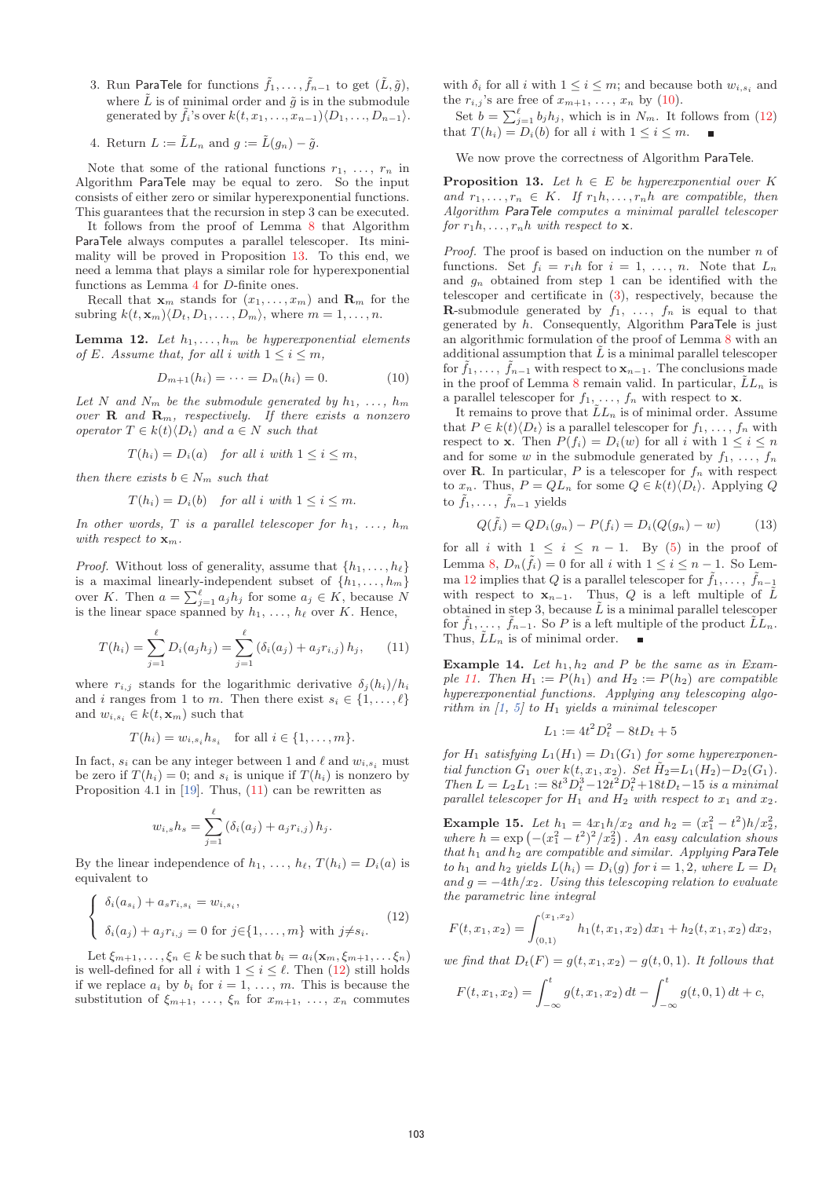3. Run ParaTele for functions $\tilde{f}_1, \ldots, \tilde{f}_{n-1}$ to get $(\tilde{L}, \tilde{g})$, where $\tilde{L}$ is of minimal order and $\tilde{g}$ is in the submodule generated by $\tilde{f}_i$'s over $k(t, x_1, \ldots, x_{n-1})\langle D_1, \ldots, D_{n-1}\rangle$.
4. Return $L := \tilde{L}L_n$ and $g := \tilde{L}(g_n) - \tilde{g}$.

Note that some of the rational functions $r_1, \ldots, r_n$ in Algorithm ParaTele may be equal to zero. So the input consists of either zero or similar hyperexponential functions. This guarantees that the recursion in step 3 can be executed.

It follows from the proof of Lemma 8 that Algorithm ParaTele always computes a parallel telescoper. Its minimality will be proved in Proposition 13. To this end, we need a lemma that plays a similar role for hyperexponential functions as Lemma 4 for $D$-finite ones.

Recall that $\mathbf{x}_m$ stands for $(x_1, \ldots, x_m)$ and $\mathbf{R}_m$ for the subring $k(t, \mathbf{x}_m)\langle D_t, D_1, \ldots, D_m\rangle$, where $m = 1, \ldots, n$.

**Lemma 12.** *Let $h_1, \ldots, h_m$ be hyperexponential elements of $E$. Assume that, for all $i$ with $1 \le i \le m$,*

$$D_{m+1}(h_i) = \cdots = D_n(h_i) = 0. \tag{10}$$

*Let $N$ and $N_m$ be the submodule generated by $h_1, \ldots, h_m$ over $\mathbf{R}$ and $\mathbf{R}_m$, respectively. If there exists a nonzero operator $T \in k(t)\langle D_t\rangle$ and $a \in N$ such that*

$$T(h_i) = D_i(a) \quad \text{for all } i \text{ with } 1 \le i \le m,$$

*then there exists $b \in N_m$ such that*

$$T(h_i) = D_i(b) \quad \text{for all } i \text{ with } 1 \le i \le m.$$

*In other words, $T$ is a parallel telescoper for $h_1, \ldots, h_m$ with respect to $\mathbf{x}_m$.*

*Proof.* Without loss of generality, assume that $\{h_1, \ldots, h_\ell\}$ is a maximal linearly-independent subset of $\{h_1, \ldots, h_m\}$ over $K$. Then $a = \sum_{j=1}^{\ell} a_j h_j$ for some $a_j \in K$, because $N$ is the linear space spanned by $h_1, \ldots, h_\ell$ over $K$. Hence,

$$T(h_i) = \sum_{j=1}^{\ell} D_i(a_j h_j) = \sum_{j=1}^{\ell} (\delta_i(a_j) + a_j r_{i,j})\, h_j, \tag{11}$$

where $r_{i,j}$ stands for the logarithmic derivative $\delta_j(h_i)/h_i$ and $i$ ranges from 1 to $m$. Then there exist $s_i \in \{1, \ldots, \ell\}$ and $w_{i,s_i} \in k(t, \mathbf{x}_m)$ such that

$$T(h_i) = w_{i,s_i} h_{s_i} \quad \text{for all } i \in \{1, \ldots, m\}.$$

In fact, $s_i$ can be any integer between 1 and $\ell$ and $w_{i,s_i}$ must be zero if $T(h_i) = 0$; and $s_i$ is unique if $T(h_i)$ is nonzero by Proposition 4.1 in [19]. Thus, (11) can be rewritten as

$$w_{i,s} h_s = \sum_{j=1}^{\ell} (\delta_i(a_j) + a_j r_{i,j})\, h_j.$$

By the linear independence of $h_1, \ldots, h_\ell$, $T(h_i) = D_i(a)$ is equivalent to

$$\begin{cases} \delta_i(a_{s_i}) + a_s r_{i,s_i} = w_{i,s_i}, \\ \delta_i(a_j) + a_j r_{i,j} = 0 \text{ for } j \in \{1, \ldots, m\} \text{ with } j \ne s_i. \end{cases} \tag{12}$$

Let $\xi_{m+1}, \ldots, \xi_n \in k$ be such that $b_i = a_i(\mathbf{x}_m, \xi_{m+1}, \ldots \xi_n)$ is well-defined for all $i$ with $1 \le i \le \ell$. Then (12) still holds if we replace $a_i$ by $b_i$ for $i = 1, \ldots, m$. This is because the substitution of $\xi_{m+1}, \ldots, \xi_n$ for $x_{m+1}, \ldots, x_n$ commutes with $\delta_i$ for all $i$ with $1 \le i \le m$; and because both $w_{i,s_i}$ and the $r_{i,j}$'s are free of $x_{m+1}, \ldots, x_n$ by (10).

Set $b = \sum_{j=1}^{\ell} b_j h_j$, which is in $N_m$. It follows from (12) that $T(h_i) = D_i(b)$ for all $i$ with $1 \le i \le m$. ∎

We now prove the correctness of Algorithm ParaTele.

**Proposition 13.** *Let $h \in E$ be hyperexponential over $K$ and $r_1, \ldots, r_n \in K$. If $r_1 h, \ldots, r_n h$ are compatible, then Algorithm ParaTele computes a minimal parallel telescoper for $r_1 h, \ldots, r_n h$ with respect to $\mathbf{x}$.*

*Proof.* The proof is based on induction on the number $n$ of functions. Set $f_i = r_i h$ for $i = 1, \ldots, n$. Note that $L_n$ and $g_n$ obtained from step 1 can be identified with the telescoper and certificate in (3), respectively, because the $\mathbf{R}$-submodule generated by $f_1, \ldots, f_n$ is equal to that generated by $h$. Consequently, Algorithm ParaTele is just an algorithmic formulation of the proof of Lemma 8 with an additional assumption that $\tilde{L}$ is a minimal parallel telescoper for $\tilde{f}_1, \ldots, \tilde{f}_{n-1}$ with respect to $\mathbf{x}_{n-1}$. The conclusions made in the proof of Lemma 8 remain valid. In particular, $\tilde{L}L_n$ is a parallel telescoper for $f_1, \ldots, f_n$ with respect to $\mathbf{x}$.

It remains to prove that $\tilde{L}L_n$ is of minimal order. Assume that $P \in k(t)\langle D_t\rangle$ is a parallel telescoper for $f_1, \ldots, f_n$ with respect to $\mathbf{x}$. Then $P(f_i) = D_i(w)$ for all $i$ with $1 \le i \le n$ and for some $w$ in the submodule generated by $f_1, \ldots, f_n$ over $\mathbf{R}$. In particular, $P$ is a telescoper for $f_n$ with respect to $x_n$. Thus, $P = QL_n$ for some $Q \in k(t)\langle D_t\rangle$. Applying $Q$ to $\tilde{f}_1, \ldots, \tilde{f}_{n-1}$ yields

$$Q(\tilde{f}_i) = QD_i(g_n) - P(f_i) = D_i(Q(g_n) - w) \tag{13}$$

for all $i$ with $1 \le i \le n-1$. By (5) in the proof of Lemma 8, $D_n(\tilde{f}_i) = 0$ for all $i$ with $1 \le i \le n-1$. So Lemma 12 implies that $Q$ is a parallel telescoper for $\tilde{f}_1, \ldots, \tilde{f}_{n-1}$ with respect to $\mathbf{x}_{n-1}$. Thus, $Q$ is a left multiple of $\tilde{L}$ obtained in step 3, because $\tilde{L}$ is a minimal parallel telescoper for $\tilde{f}_1, \ldots, \tilde{f}_{n-1}$. So $P$ is a left multiple of the product $\tilde{L}L_n$. Thus, $\tilde{L}L_n$ is of minimal order. ∎

**Example 14.** *Let $h_1, h_2$ and $P$ be the same as in Example 11. Then $H_1 := P(h_1)$ and $H_2 := P(h_2)$ are compatible hyperexponential functions. Applying any telescoping algorithm in [1, 5] to $H_1$ yields a minimal telescoper*

$$L_1 := 4t^2 D_t^2 - 8tD_t + 5$$

*for $H_1$ satisfying $L_1(H_1) = D_1(G_1)$ for some hyperexponential function $G_1$ over $k(t, x_1, x_2)$. Set $\tilde{H}_2 = L_1(H_2) - D_2(G_1)$. Then $L = L_2 L_1 := 8t^3 D_t^3 - 12t^2 D_t^2 + 18tD_t - 15$ is a minimal parallel telescoper for $H_1$ and $H_2$ with respect to $x_1$ and $x_2$.*

**Example 15.** *Let $h_1 = 4x_1 h/x_2$ and $h_2 = (x_1^2 - t^2)h/x_2^2$, where $h = \exp\left(-(x_1^2 - t^2)^2/x_2^2\right)$. An easy calculation shows that $h_1$ and $h_2$ are compatible and similar. Applying ParaTele to $h_1$ and $h_2$ yields $L(h_i) = D_i(g)$ for $i = 1, 2$, where $L = D_t$ and $g = -4th/x_2$. Using this telescoping relation to evaluate the parametric line integral*

$$F(t, x_1, x_2) = \int_{(0,1)}^{(x_1, x_2)} h_1(t, x_1, x_2)\, dx_1 + h_2(t, x_1, x_2)\, dx_2,$$

*we find that $D_t(F) = g(t, x_1, x_2) - g(t, 0, 1)$. It follows that*

$$F(t, x_1, x_2) = \int_{-\infty}^{t} g(t, x_1, x_2)\, dt - \int_{-\infty}^{t} g(t, 0, 1)\, dt + c,$$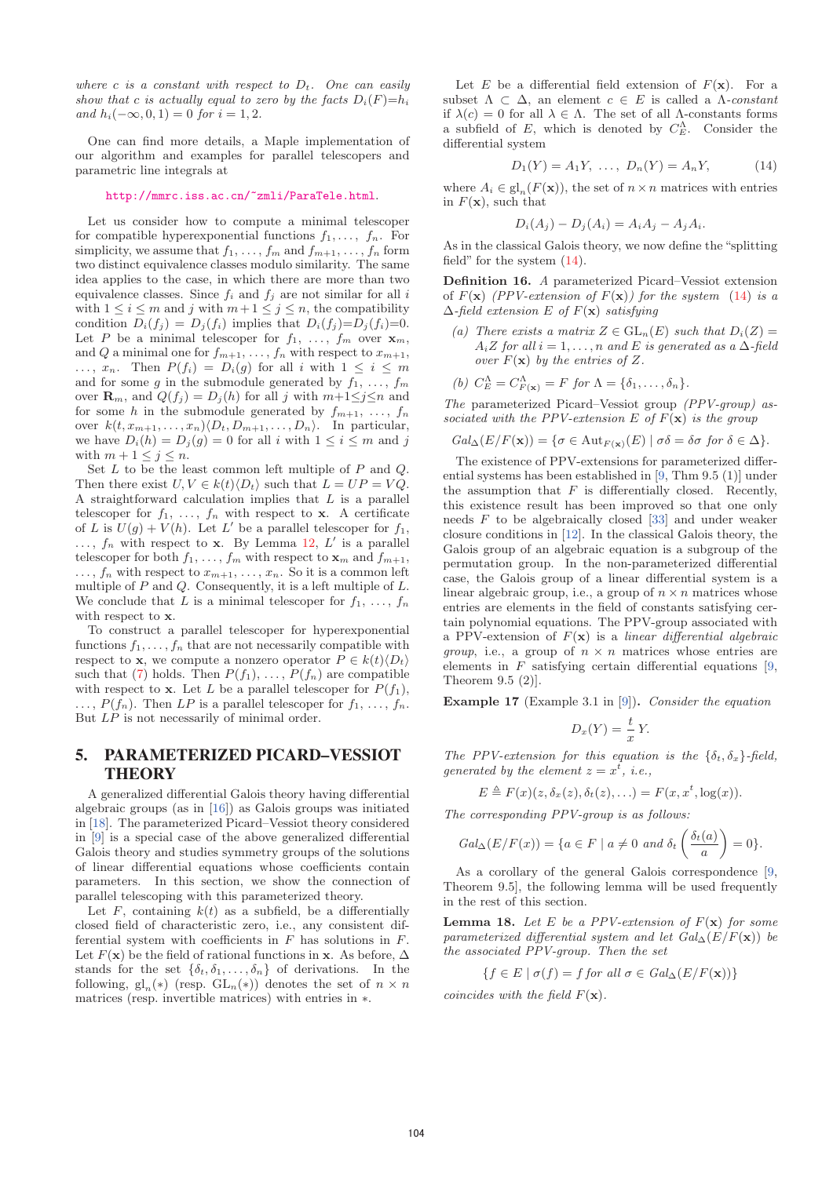*where $c$ is a constant with respect to $D_t$. One can easily show that $c$ is actually equal to zero by the facts $D_i(F)=h_i$ and $h_i(-\infty, 0, 1) = 0$ for $i = 1, 2$.*

One can find more details, a Maple implementation of our algorithm and examples for parallel telescopers and parametric line integrals at

http://mmrc.iss.ac.cn/~zmli/ParaTele.html.

Let us consider how to compute a minimal telescoper for compatible hyperexponential functions $f_1, \ldots, f_n$. For simplicity, we assume that $f_1, \ldots, f_m$ and $f_{m+1}, \ldots, f_n$ form two distinct equivalence classes modulo similarity. The same idea applies to the case, in which there are more than two equivalence classes. Since $f_i$ and $f_j$ are not similar for all $i$ with $1 \le i \le m$ and $j$ with $m+1 \le j \le n$, the compatibility condition $D_i(f_j) = D_j(f_i)$ implies that $D_i(f_j)=D_j(f_i)=0$. Let $P$ be a minimal telescoper for $f_1, \ldots, f_m$ over $\mathbf{x}_m$, and $Q$ a minimal one for $f_{m+1}, \ldots, f_n$ with respect to $x_{m+1}, \ldots, x_n$. Then $P(f_i) = D_i(g)$ for all $i$ with $1 \le i \le m$ and for some $g$ in the submodule generated by $f_1, \ldots, f_m$ over $\mathbf{R}_m$, and $Q(f_j) = D_j(h)$ for all $j$ with $m+1 \le j \le n$ and for some $h$ in the submodule generated by $f_{m+1}, \ldots, f_n$ over $k(t, x_{m+1}, \ldots, x_n)\langle D_t, D_{m+1}, \ldots, D_n\rangle$. In particular, we have $D_i(h) = D_j(g) = 0$ for all $i$ with $1 \le i \le m$ and $j$ with $m+1 \le j \le n$.

Set $L$ to be the least common left multiple of $P$ and $Q$. Then there exist $U, V \in k(t)\langle D_t\rangle$ such that $L = UP = VQ$. A straightforward calculation implies that $L$ is a parallel telescoper for $f_1, \ldots, f_n$ with respect to $\mathbf{x}$. A certificate of $L$ is $U(g) + V(h)$. Let $L'$ be a parallel telescoper for $f_1, \ldots, f_n$ with respect to $\mathbf{x}$. By Lemma 12, $L'$ is a parallel telescoper for both $f_1, \ldots, f_m$ with respect to $\mathbf{x}_m$ and $f_{m+1}, \ldots, f_n$ with respect to $x_{m+1}, \ldots, x_n$. So it is a common left multiple of $P$ and $Q$. Consequently, it is a left multiple of $L$. We conclude that $L$ is a minimal telescoper for $f_1, \ldots, f_n$ with respect to $\mathbf{x}$.

To construct a parallel telescoper for hyperexponential functions $f_1, \ldots, f_n$ that are not necessarily compatible with respect to $\mathbf{x}$, we compute a nonzero operator $P \in k(t)\langle D_t\rangle$ such that (7) holds. Then $P(f_1), \ldots, P(f_n)$ are compatible with respect to $\mathbf{x}$. Let $L$ be a parallel telescoper for $P(f_1)$, $\ldots$, $P(f_n)$. Then $LP$ is a parallel telescoper for $f_1, \ldots, f_n$. But $LP$ is not necessarily of minimal order.

## 5. PARAMETERIZED PICARD–VESSIOT THEORY

A generalized differential Galois theory having differential algebraic groups (as in [16]) as Galois groups was initiated in [18]. The parameterized Picard–Vessiot theory considered in [9] is a special case of the above generalized differential Galois theory and studies symmetry groups of the solutions of linear differential equations whose coefficients contain parameters. In this section, we show the connection of parallel telescoping with this parameterized theory.

Let $F$, containing $k(t)$ as a subfield, be a differentially closed field of characteristic zero, i.e., any consistent differential system with coefficients in $F$ has solutions in $F$. Let $F(\mathbf{x})$ be the field of rational functions in $\mathbf{x}$. As before, $\Delta$ stands for the set $\{\delta_t, \delta_1, \ldots, \delta_n\}$ of derivations. In the following, $\mathrm{gl}_n(*)$ (resp. $\mathrm{GL}_n(*)$) denotes the set of $n \times n$ matrices (resp. invertible matrices) with entries in $*$.

Let $E$ be a differential field extension of $F(\mathbf{x})$. For a subset $\Lambda \subset \Delta$, an element $c \in E$ is called a *$\Lambda$-constant* if $\lambda(c) = 0$ for all $\lambda \in \Lambda$. The set of all $\Lambda$-constants forms a subfield of $E$, which is denoted by $C_E^\Lambda$. Consider the differential system

$$D_1(Y) = A_1 Y, \; \ldots, \; D_n(Y) = A_n Y, \tag{14}$$

where $A_i \in \mathrm{gl}_n(F(\mathbf{x}))$, the set of $n \times n$ matrices with entries in $F(\mathbf{x})$, such that

$$D_i(A_j) - D_j(A_i) = A_i A_j - A_j A_i.$$

As in the classical Galois theory, we now define the "splitting field" for the system (14).

**Definition 16.** *A parameterized Picard–Vessiot extension of $F(\mathbf{x})$ (PPV-extension of $F(\mathbf{x})$) for the system (14) is a $\Delta$-field extension $E$ of $F(\mathbf{x})$ satisfying*

*(a) There exists a matrix $Z \in \mathrm{GL}_n(E)$ such that $D_i(Z) = A_i Z$ for all $i = 1, \ldots, n$ and $E$ is generated as a $\Delta$-field over $F(\mathbf{x})$ by the entries of $Z$.*

*(b) $C_E^\Lambda = C_{F(\mathbf{x})}^\Lambda = F$ for $\Lambda = \{\delta_1, \ldots, \delta_n\}$.*

*The parameterized Picard–Vessiot group (PPV-group) associated with the PPV-extension $E$ of $F(\mathbf{x})$ is the group*

$$Gal_\Delta(E/F(\mathbf{x})) = \{\sigma \in \mathrm{Aut}_{F(\mathbf{x})}(E) \mid \sigma\delta = \delta\sigma \text{ for } \delta \in \Delta\}.$$

The existence of PPV-extensions for parameterized differential systems has been established in [9, Thm 9.5 (1)] under the assumption that $F$ is differentially closed. Recently, this existence result has been improved so that one only needs $F$ to be algebraically closed [33] and under weaker closure conditions in [12]. In the classical Galois theory, the Galois group of an algebraic equation is a subgroup of the permutation group. In the non-parameterized differential case, the Galois group of a linear differential system is a linear algebraic group, i.e., a group of $n \times n$ matrices whose entries are elements in the field of constants satisfying certain polynomial equations. The PPV-group associated with a PPV-extension of $F(\mathbf{x})$ is a *linear differential algebraic group*, i.e., a group of $n \times n$ matrices whose entries are elements in $F$ satisfying certain differential equations [9, Theorem 9.5 (2)].

**Example 17** (Example 3.1 in [9]). *Consider the equation*

$$D_x(Y) = \frac{t}{x} Y.$$

*The PPV-extension for this equation is the $\{\delta_t, \delta_x\}$-field, generated by the element $z = x^t$, i.e.,*

$$E \triangleq F(x)(z, \delta_x(z), \delta_t(z), \ldots) = F(x, x^t, \log(x)).$$

*The corresponding PPV-group is as follows:*

$$Gal_\Delta(E/F(x)) = \{a \in F \mid a \neq 0 \text{ and } \delta_t\left(\frac{\delta_t(a)}{a}\right) = 0\}.$$

As a corollary of the general Galois correspondence [9, Theorem 9.5], the following lemma will be used frequently in the rest of this section.

**Lemma 18.** *Let $E$ be a PPV-extension of $F(\mathbf{x})$ for some parameterized differential system and let $Gal_\Delta(E/F(\mathbf{x}))$ be the associated PPV-group. Then the set*

$$\{f \in E \mid \sigma(f) = f \text{ for all } \sigma \in Gal_\Delta(E/F(\mathbf{x}))\}$$

*coincides with the field $F(\mathbf{x})$.*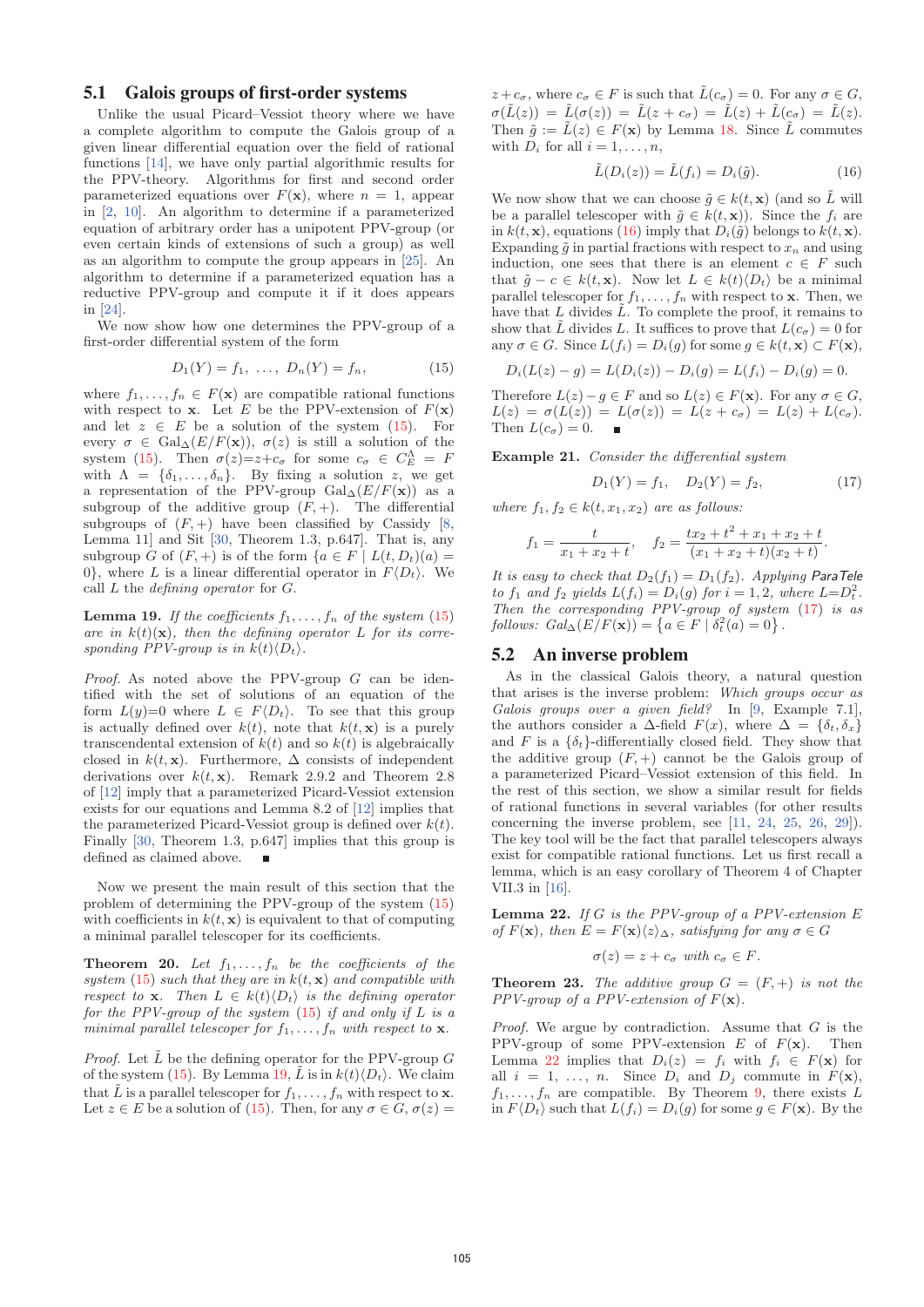## 5.1 Galois groups of first-order systems

Unlike the usual Picard–Vessiot theory where we have a complete algorithm to compute the Galois group of a given linear differential equation over the field of rational functions [14], we have only partial algorithmic results for the PPV-theory. Algorithms for first and second order parameterized equations over $F(\mathbf{x})$, where $n = 1$, appear in [2, 10]. An algorithm to determine if a parameterized equation of arbitrary order has a unipotent PPV-group (or even certain kinds of extensions of such a group) as well as an algorithm to compute the group appears in [25]. An algorithm to determine if a parameterized equation has a reductive PPV-group and compute it if it does appears in [24].

We now show how one determines the PPV-group of a first-order differential system of the form

$$D_1(Y) = f_1, \ \ldots, \ D_n(Y) = f_n, \tag{15}$$

where $f_1, \ldots, f_n \in F(\mathbf{x})$ are compatible rational functions with respect to $\mathbf{x}$. Let $E$ be the PPV-extension of $F(\mathbf{x})$ and let $z \in E$ be a solution of the system (15). For every $\sigma \in \mathrm{Gal}_\Delta(E/F(\mathbf{x}))$, $\sigma(z)$ is still a solution of the system (15). Then $\sigma(z) = z + c_\sigma$ for some $c_\sigma \in C_E^\Lambda = F$ with $\Lambda = \{\delta_1, \ldots, \delta_n\}$. By fixing a solution $z$, we get a representation of the PPV-group $\mathrm{Gal}_\Delta(E/F(\mathbf{x}))$ as a subgroup of the additive group $(F, +)$. The differential subgroups of $(F, +)$ have been classified by Cassidy [8, Lemma 11] and Sit [30, Theorem 1.3, p.647]. That is, any subgroup $G$ of $(F, +)$ is of the form $\{a \in F \mid L(t, D_t)(a) = 0\}$, where $L$ is a linear differential operator in $F\langle D_t\rangle$. We call $L$ the *defining operator* for $G$.

**Lemma 19.** *If the coefficients $f_1, \ldots, f_n$ of the system (15) are in $k(t)(\mathbf{x})$, then the defining operator $L$ for its corresponding PPV-group is in $k(t)\langle D_t\rangle$.*

*Proof.* As noted above the PPV-group $G$ can be identified with the set of solutions of an equation of the form $L(y)=0$ where $L \in F\langle D_t\rangle$. To see that this group is actually defined over $k(t)$, note that $k(t, \mathbf{x})$ is a purely transcendental extension of $k(t)$ and so $k(t)$ is algebraically closed in $k(t, \mathbf{x})$. Furthermore, $\Delta$ consists of independent derivations over $k(t, \mathbf{x})$. Remark 2.9.2 and Theorem 2.8 of [12] imply that a parameterized Picard-Vessiot extension exists for our equations and Lemma 8.2 of [12] implies that the parameterized Picard-Vessiot group is defined over $k(t)$. Finally [30, Theorem 1.3, p.647] implies that this group is defined as claimed above. ∎

Now we present the main result of this section that the problem of determining the PPV-group of the system (15) with coefficients in $k(t, \mathbf{x})$ is equivalent to that of computing a minimal parallel telescoper for its coefficients.

**Theorem 20.** *Let $f_1, \ldots, f_n$ be the coefficients of the system (15) such that they are in $k(t, \mathbf{x})$ and compatible with respect to $\mathbf{x}$. Then $L \in k(t)\langle D_t\rangle$ is the defining operator for the PPV-group of the system (15) if and only if $L$ is a minimal parallel telescoper for $f_1, \ldots, f_n$ with respect to $\mathbf{x}$.*

*Proof.* Let $\tilde{L}$ be the defining operator for the PPV-group $G$ of the system (15). By Lemma 19, $\tilde{L}$ is in $k(t)\langle D_t\rangle$. We claim that $\tilde{L}$ is a parallel telescoper for $f_1, \ldots, f_n$ with respect to $\mathbf{x}$. Let $z \in E$ be a solution of (15). Then, for any $\sigma \in G$, $\sigma(z) = z + c_\sigma$, where $c_\sigma \in F$ is such that $\tilde{L}(c_\sigma) = 0$. For any $\sigma \in G$, $\sigma(\tilde{L}(z)) = \tilde{L}(\sigma(z)) = \tilde{L}(z + c_\sigma) = \tilde{L}(z) + \tilde{L}(c_\sigma) = \tilde{L}(z)$. Then $\tilde{g} := \tilde{L}(z) \in F(\mathbf{x})$ by Lemma 18. Since $\tilde{L}$ commutes with $D_i$ for all $i = 1, \ldots, n$,

$$\tilde{L}(D_i(z)) = \tilde{L}(f_i) = D_i(\tilde{g}). \tag{16}$$

We now show that we can choose $\tilde{g} \in k(t, \mathbf{x})$ (and so $\tilde{L}$ will be a parallel telescoper with $\tilde{g} \in k(t, \mathbf{x})$). Since the $f_i$ are in $k(t, \mathbf{x})$, equations (16) imply that $D_i(\tilde{g})$ belongs to $k(t, \mathbf{x})$. Expanding $\tilde{g}$ in partial fractions with respect to $x_n$ and using induction, one sees that there is an element $c \in F$ such that $\tilde{g} - c \in k(t, \mathbf{x})$. Now let $L \in k(t)\langle D_t\rangle$ be a minimal parallel telescoper for $f_1, \ldots, f_n$ with respect to $\mathbf{x}$. Then, we have that $L$ divides $\tilde{L}$. To complete the proof, it remains to show that $\tilde{L}$ divides $L$. It suffices to prove that $L(c_\sigma) = 0$ for any $\sigma \in G$. Since $L(f_i) = D_i(g)$ for some $g \in k(t, \mathbf{x}) \subset F(\mathbf{x})$,

$$D_i(L(z) - g) = L(D_i(z)) - D_i(g) = L(f_i) - D_i(g) = 0.$$

Therefore $L(z) - g \in F$ and so $L(z) \in F(\mathbf{x})$. For any $\sigma \in G$, $L(z) = \sigma(L(z)) = L(\sigma(z)) = L(z + c_\sigma) = L(z) + L(c_\sigma)$. Then $L(c_\sigma) = 0$. ∎

**Example 21.** *Consider the differential system*

$$D_1(Y) = f_1, \quad D_2(Y) = f_2, \tag{17}$$

*where $f_1, f_2 \in k(t, x_1, x_2)$ are as follows:*

$$f_1 = \frac{t}{x_1 + x_2 + t}, \quad f_2 = \frac{tx_2 + t^2 + x_1 + x_2 + t}{(x_1 + x_2 + t)(x_2 + t)}.$$

*It is easy to check that $D_2(f_1) = D_1(f_2)$. Applying* ParaTele *to $f_1$ and $f_2$ yields $L(f_i) = D_i(g)$ for $i = 1, 2$, where $L = D_t^2$. Then the corresponding PPV-group of system (17) is as follows: $\mathrm{Gal}_\Delta(E/F(\mathbf{x})) = \{a \in F \mid \delta_t^2(a) = 0\}$.*

## 5.2 An inverse problem

As in the classical Galois theory, a natural question that arises is the inverse problem: *Which groups occur as Galois groups over a given field?* In [9, Example 7.1], the authors consider a $\Delta$-field $F(x)$, where $\Delta = \{\delta_t, \delta_x\}$ and $F$ is a $\{\delta_t\}$-differentially closed field. They show that the additive group $(F, +)$ cannot be the Galois group of a parameterized Picard–Vessiot extension of this field. In the rest of this section, we show a similar result for fields of rational functions in several variables (for other results concerning the inverse problem, see [11, 24, 25, 26, 29]). The key tool will be the fact that parallel telescopers always exist for compatible rational functions. Let us first recall a lemma, which is an easy corollary of Theorem 4 of Chapter VII.3 in [16].

**Lemma 22.** *If $G$ is the PPV-group of a PPV-extension $E$ of $F(\mathbf{x})$, then $E = F(\mathbf{x})\langle z\rangle_\Delta$, satisfying for any $\sigma \in G$*

$$\sigma(z) = z + c_\sigma \text{ with } c_\sigma \in F.$$

**Theorem 23.** *The additive group $G = (F, +)$ is not the PPV-group of a PPV-extension of $F(\mathbf{x})$.*

*Proof.* We argue by contradiction. Assume that $G$ is the PPV-group of some PPV-extension $E$ of $F(\mathbf{x})$. Then Lemma 22 implies that $D_i(z) = f_i$ with $f_i \in F(\mathbf{x})$ for all $i = 1, \ldots, n$. Since $D_i$ and $D_j$ commute in $F(\mathbf{x})$, $f_1, \ldots, f_n$ are compatible. By Theorem 9, there exists $L$ in $F\langle D_t\rangle$ such that $L(f_i) = D_i(g)$ for some $g \in F(\mathbf{x})$. By the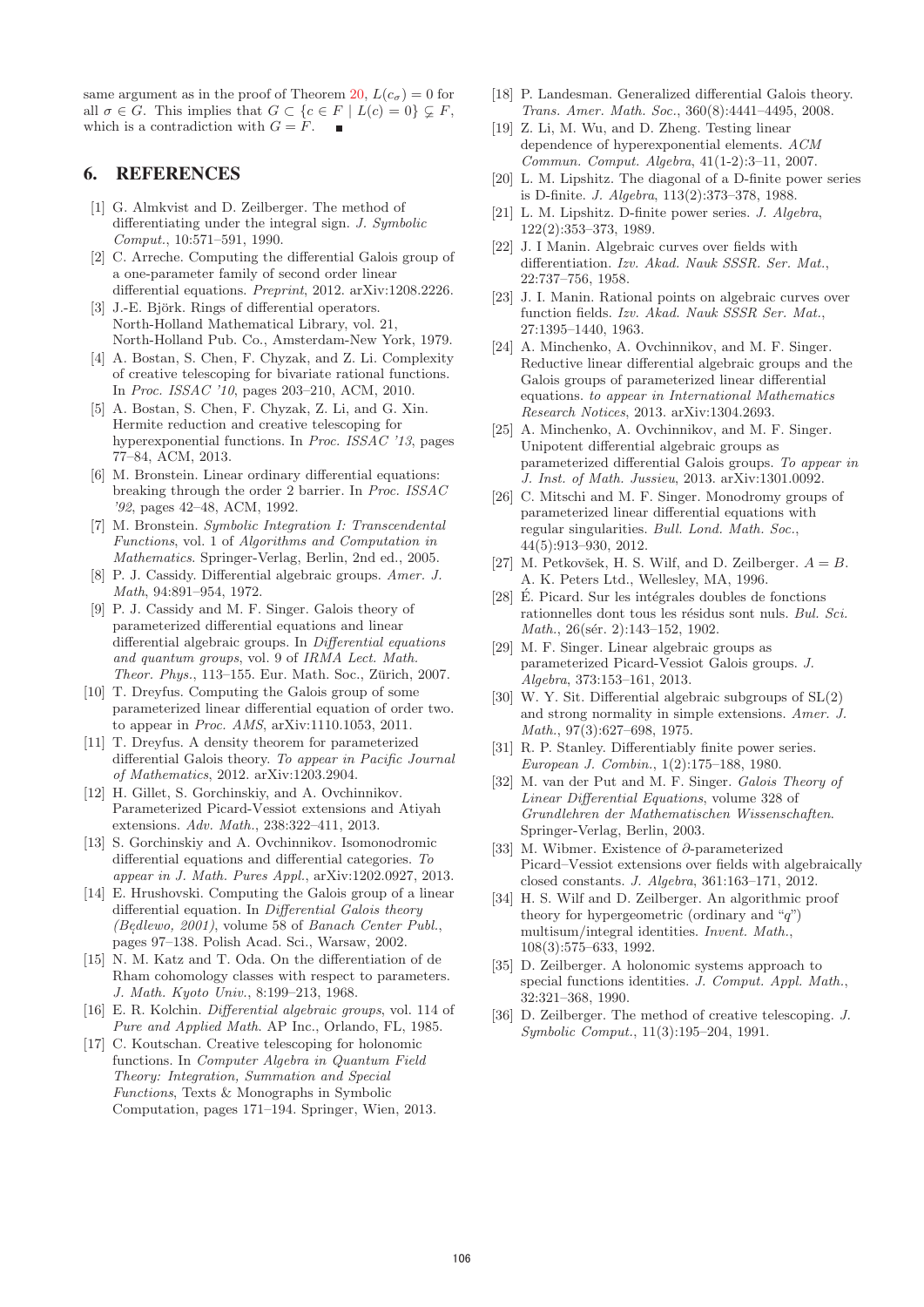same argument as in the proof of Theorem 20, $L(c_\sigma) = 0$ for all $\sigma \in G$. This implies that $G \subset \{c \in F \mid L(c) = 0\} \subsetneq F$, which is a contradiction with $G = F$. ∎

## 6. REFERENCES

[1] G. Almkvist and D. Zeilberger. The method of differentiating under the integral sign. *J. Symbolic Comput.*, 10:571–591, 1990.

[2] C. Arreche. Computing the differential Galois group of a one-parameter family of second order linear differential equations. *Preprint*, 2012. arXiv:1208.2226.

[3] J.-E. Björk. Rings of differential operators. North-Holland Mathematical Library, vol. 21, North-Holland Pub. Co., Amsterdam-New York, 1979.

[4] A. Bostan, S. Chen, F. Chyzak, and Z. Li. Complexity of creative telescoping for bivariate rational functions. In *Proc. ISSAC '10*, pages 203–210, ACM, 2010.

[5] A. Bostan, S. Chen, F. Chyzak, Z. Li, and G. Xin. Hermite reduction and creative telescoping for hyperexponential functions. In *Proc. ISSAC '13*, pages 77–84, ACM, 2013.

[6] M. Bronstein. Linear ordinary differential equations: breaking through the order 2 barrier. In *Proc. ISSAC '92*, pages 42–48, ACM, 1992.

[7] M. Bronstein. *Symbolic Integration I: Transcendental Functions*, vol. 1 of *Algorithms and Computation in Mathematics*. Springer-Verlag, Berlin, 2nd ed., 2005.

[8] P. J. Cassidy. Differential algebraic groups. *Amer. J. Math*, 94:891–954, 1972.

[9] P. J. Cassidy and M. F. Singer. Galois theory of parameterized differential equations and linear differential algebraic groups. In *Differential equations and quantum groups*, vol. 9 of *IRMA Lect. Math. Theor. Phys.*, 113–155. Eur. Math. Soc., Zürich, 2007.

[10] T. Dreyfus. Computing the Galois group of some parameterized linear differential equation of order two. to appear in *Proc. AMS*, arXiv:1110.1053, 2011.

[11] T. Dreyfus. A density theorem for parameterized differential Galois theory. *To appear in Pacific Journal of Mathematics*, 2012. arXiv:1203.2904.

[12] H. Gillet, S. Gorchinskiy, and A. Ovchinnikov. Parameterized Picard-Vessiot extensions and Atiyah extensions. *Adv. Math.*, 238:322–411, 2013.

[13] S. Gorchinskiy and A. Ovchinnikov. Isomonodromic differential equations and differential categories. *To appear in J. Math. Pures Appl.*, arXiv:1202.0927, 2013.

[14] E. Hrushovski. Computing the Galois group of a linear differential equation. In *Differential Galois theory (Będlewo, 2001)*, volume 58 of *Banach Center Publ.*, pages 97–138. Polish Acad. Sci., Warsaw, 2002.

[15] N. M. Katz and T. Oda. On the differentiation of de Rham cohomology classes with respect to parameters. *J. Math. Kyoto Univ.*, 8:199–213, 1968.

[16] E. R. Kolchin. *Differential algebraic groups*, vol. 114 of *Pure and Applied Math*. AP Inc., Orlando, FL, 1985.

[17] C. Koutschan. Creative telescoping for holonomic functions. In *Computer Algebra in Quantum Field Theory: Integration, Summation and Special Functions*, Texts & Monographs in Symbolic Computation, pages 171–194. Springer, Wien, 2013.

[18] P. Landesman. Generalized differential Galois theory. *Trans. Amer. Math. Soc.*, 360(8):4441–4495, 2008.

[19] Z. Li, M. Wu, and D. Zheng. Testing linear dependence of hyperexponential elements. *ACM Commun. Comput. Algebra*, 41(1-2):3–11, 2007.

[20] L. M. Lipshitz. The diagonal of a D-finite power series is D-finite. *J. Algebra*, 113(2):373–378, 1988.

[21] L. M. Lipshitz. D-finite power series. *J. Algebra*, 122(2):353–373, 1989.

[22] J. I Manin. Algebraic curves over fields with differentiation. *Izv. Akad. Nauk SSSR. Ser. Mat.*, 22:737–756, 1958.

[23] J. I. Manin. Rational points on algebraic curves over function fields. *Izv. Akad. Nauk SSSR Ser. Mat.*, 27:1395–1440, 1963.

[24] A. Minchenko, A. Ovchinnikov, and M. F. Singer. Reductive linear differential algebraic groups and the Galois groups of parameterized linear differential equations. *to appear in International Mathematics Research Notices*, 2013. arXiv:1304.2693.

[25] A. Minchenko, A. Ovchinnikov, and M. F. Singer. Unipotent differential algebraic groups as parameterized differential Galois groups. *To appear in J. Inst. of Math. Jussieu*, 2013. arXiv:1301.0092.

[26] C. Mitschi and M. F. Singer. Monodromy groups of parameterized linear differential equations with regular singularities. *Bull. Lond. Math. Soc.*, 44(5):913–930, 2012.

[27] M. Petkovšek, H. S. Wilf, and D. Zeilberger. $A = B$. A. K. Peters Ltd., Wellesley, MA, 1996.

[28] É. Picard. Sur les intégrales doubles de fonctions rationnelles dont tous les résidus sont nuls. *Bul. Sci. Math.*, 26(sér. 2):143–152, 1902.

[29] M. F. Singer. Linear algebraic groups as parameterized Picard-Vessiot Galois groups. *J. Algebra*, 373:153–161, 2013.

[30] W. Y. Sit. Differential algebraic subgroups of SL(2) and strong normality in simple extensions. *Amer. J. Math.*, 97(3):627–698, 1975.

[31] R. P. Stanley. Differentiably finite power series. *European J. Combin.*, 1(2):175–188, 1980.

[32] M. van der Put and M. F. Singer. *Galois Theory of Linear Differential Equations*, volume 328 of *Grundlehren der Mathematischen Wissenschaften*. Springer-Verlag, Berlin, 2003.

[33] M. Wibmer. Existence of $\partial$-parameterized Picard–Vessiot extensions over fields with algebraically closed constants. *J. Algebra*, 361:163–171, 2012.

[34] H. S. Wilf and D. Zeilberger. An algorithmic proof theory for hypergeometric (ordinary and "$q$") multisum/integral identities. *Invent. Math.*, 108(3):575–633, 1992.

[35] D. Zeilberger. A holonomic systems approach to special functions identities. *J. Comput. Appl. Math.*, 32:321–368, 1990.

[36] D. Zeilberger. The method of creative telescoping. *J. Symbolic Comput.*, 11(3):195–204, 1991.